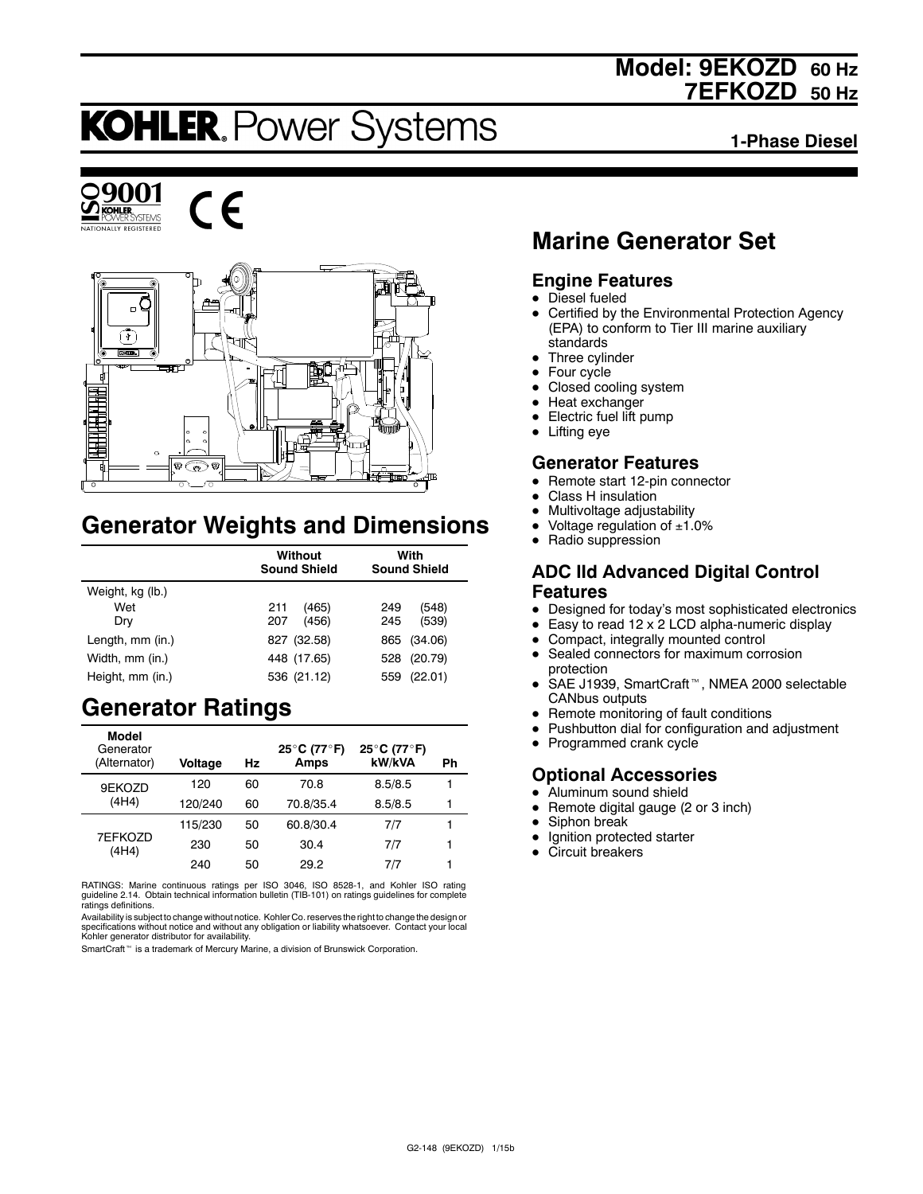# Model: 9EKOZD 60 Hz
# 7EFKOZD 50 Hz

**KOHLER.** Power Systems

**1-Phase Diesel**

## Marine Generator Set

### Engine Features

- Diesel fueled
- Certified by the Environmental Protection Agency (EPA) to conform to Tier III marine auxiliary standards
- Three cylinder
- Four cycle
- Closed cooling system
- Heat exchanger
- Electric fuel lift pump
- Lifting eye

### Generator Features

- Remote start 12-pin connector
- Class H insulation
- Multivoltage adjustability
- Voltage regulation of ±1.0%
- Radio suppression

### ADC IId Advanced Digital Control Features

- Designed for today's most sophisticated electronics
- Easy to read 12 x 2 LCD alpha-numeric display
- Compact, integrally mounted control
- Sealed connectors for maximum corrosion protection
- SAE J1939, SmartCraft™, NMEA 2000 selectable CANbus outputs
- Remote monitoring of fault conditions
- Pushbutton dial for configuration and adjustment
- Programmed crank cycle

### Optional Accessories

- Aluminum sound shield
- Remote digital gauge (2 or 3 inch)
- Siphon break
- Ignition protected starter
- Circuit breakers

## Generator Weights and Dimensions

| | Without Sound Shield | With Sound Shield |
|---|---|---|
| Weight, kg (lb.) | | |
| Wet | 211 (465) | 249 (548) |
| Dry | 207 (456) | 245 (539) |
| Length, mm (in.) | 827 (32.58) | 865 (34.06) |
| Width, mm (in.) | 448 (17.65) | 528 (20.79) |
| Height, mm (in.) | 536 (21.12) | 559 (22.01) |

## Generator Ratings

| Model Generator (Alternator) | Voltage | Hz | 25°C (77°F) Amps | 25°C (77°F) kW/kVA | Ph |
|---|---|---|---|---|---|
| 9EKOZD (4H4) | 120 | 60 | 70.8 | 8.5/8.5 | 1 |
| | 120/240 | 60 | 70.8/35.4 | 8.5/8.5 | 1 |
| 7EFKOZD (4H4) | 115/230 | 50 | 60.8/30.4 | 7/7 | 1 |
| | 230 | 50 | 30.4 | 7/7 | 1 |
| | 240 | 50 | 29.2 | 7/7 | 1 |

RATINGS: Marine continuous ratings per ISO 3046, ISO 8528-1, and Kohler ISO rating guideline 2.14. Obtain technical information bulletin (TIB-101) on ratings guidelines for complete ratings definitions.

Availability is subject to change without notice. Kohler Co. reserves the right to change the design or specifications without notice and without any obligation or liability whatsoever. Contact your local Kohler generator distributor for availability.

SmartCraft™ is a trademark of Mercury Marine, a division of Brunswick Corporation.

G2-148 (9EKOZD) 1/15b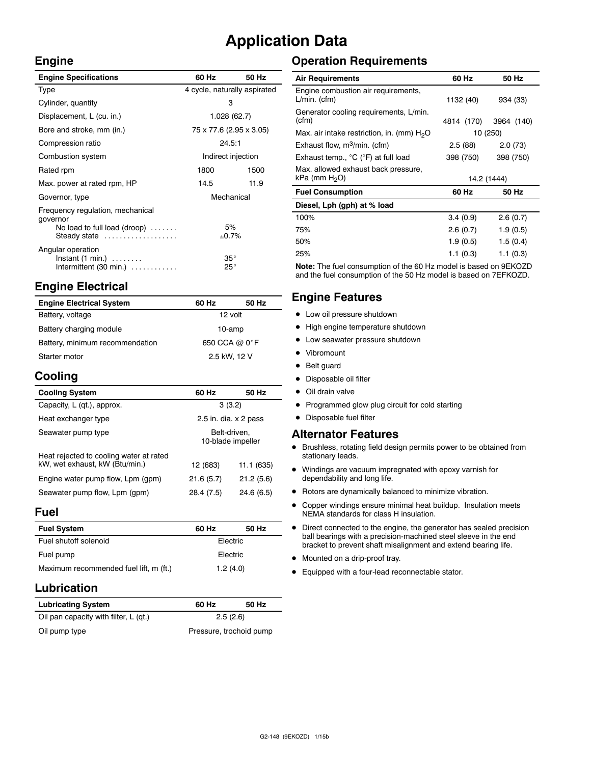# Application Data

## Engine

| Engine Specifications | 60 Hz | 50 Hz |
|---|---|---|
| Type | 4 cycle, naturally aspirated | |
| Cylinder, quantity | 3 | |
| Displacement, L (cu. in.) | 1.028 (62.7) | |
| Bore and stroke, mm (in.) | 75 x 77.6 (2.95 x 3.05) | |
| Compression ratio | 24.5:1 | |
| Combustion system | Indirect injection | |
| Rated rpm | 1800 | 1500 |
| Max. power at rated rpm, HP | 14.5 | 11.9 |
| Governor, type | Mechanical | |
| Frequency regulation, mechanical governor | | |
| No load to full load (droop) | 5% | |
| Steady state | ±0.7% | |
| Angular operation | | |
| Instant (1 min.) | 35° | |
| Intermittent (30 min.) | 25° | |

## Engine Electrical

| Engine Electrical System | 60 Hz | 50 Hz |
|---|---|---|
| Battery, voltage | 12 volt | |
| Battery charging module | 10-amp | |
| Battery, minimum recommendation | 650 CCA @ 0°F | |
| Starter motor | 2.5 kW, 12 V | |

## Cooling

| Cooling System | 60 Hz | 50 Hz |
|---|---|---|
| Capacity, L (qt.), approx. | 3 (3.2) | |
| Heat exchanger type | 2.5 in. dia. x 2 pass | |
| Seawater pump type | Belt-driven, 10-blade impeller | |
| Heat rejected to cooling water at rated kW, wet exhaust, kW (Btu/min.) | 12 (683) | 11.1 (635) |
| Engine water pump flow, Lpm (gpm) | 21.6 (5.7) | 21.2 (5.6) |
| Seawater pump flow, Lpm (gpm) | 28.4 (7.5) | 24.6 (6.5) |

## Fuel

| Fuel System | 60 Hz | 50 Hz |
|---|---|---|
| Fuel shutoff solenoid | Electric | |
| Fuel pump | Electric | |
| Maximum recommended fuel lift, m (ft.) | 1.2 (4.0) | |

## Lubrication

| Lubricating System | 60 Hz | 50 Hz |
|---|---|---|
| Oil pan capacity with filter, L (qt.) | 2.5 (2.6) | |
| Oil pump type | Pressure, trochoid pump | |

## Operation Requirements

| Air Requirements | 60 Hz | 50 Hz |
|---|---|---|
| Engine combustion air requirements, L/min. (cfm) | 1132 (40) | 934 (33) |
| Generator cooling requirements, L/min. (cfm) | 4814 (170) | 3964 (140) |
| Max. air intake restriction, in. (mm) $H_2O$ | 10 (250) | |
| Exhaust flow, $m^3$/min. (cfm) | 2.5 (88) | 2.0 (73) |
| Exhaust temp., °C (°F) at full load | 398 (750) | 398 (750) |
| Max. allowed exhaust back pressure, kPa (mm $H_2O$) | 14.2 (1444) | |

| Fuel Consumption | 60 Hz | 50 Hz |
|---|---|---|
| **Diesel, Lph (gph) at % load** | | |
| 100% | 3.4 (0.9) | 2.6 (0.7) |
| 75% | 2.6 (0.7) | 1.9 (0.5) |
| 50% | 1.9 (0.5) | 1.5 (0.4) |
| 25% | 1.1 (0.3) | 1.1 (0.3) |

**Note:** The fuel consumption of the 60 Hz model is based on 9EKOZD and the fuel consumption of the 50 Hz model is based on 7EFKOZD.

## Engine Features

- Low oil pressure shutdown
- High engine temperature shutdown
- Low seawater pressure shutdown
- Vibromount
- Belt guard
- Disposable oil filter
- Oil drain valve
- Programmed glow plug circuit for cold starting
- Disposable fuel filter

## Alternator Features

- Brushless, rotating field design permits power to be obtained from stationary leads.
- Windings are vacuum impregnated with epoxy varnish for dependability and long life.
- Rotors are dynamically balanced to minimize vibration.
- Copper windings ensure minimal heat buildup. Insulation meets NEMA standards for class H insulation.
- Direct connected to the engine, the generator has sealed precision ball bearings with a precision-machined steel sleeve in the end bracket to prevent shaft misalignment and extend bearing life.
- Mounted on a drip-proof tray.
- Equipped with a four-lead reconnectable stator.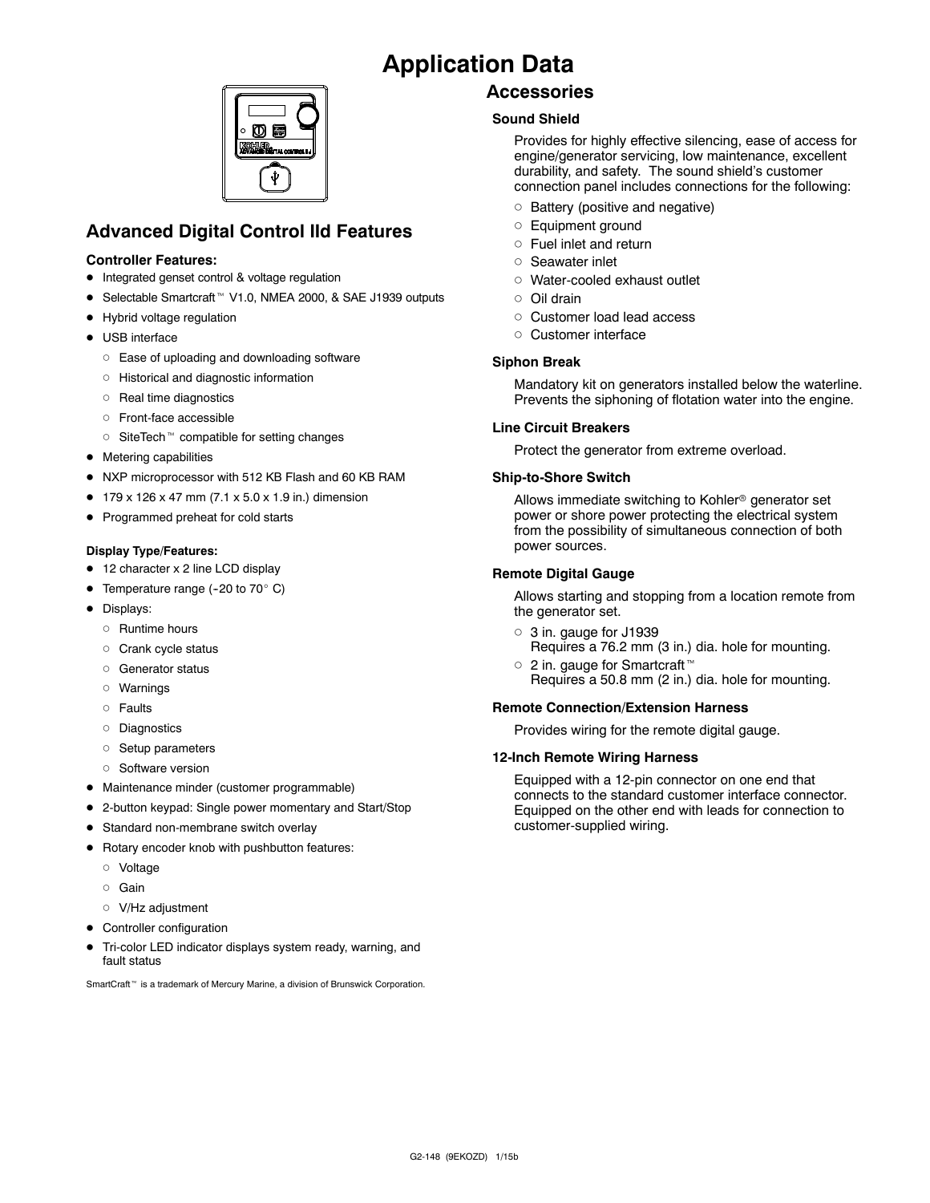# Application Data

## Advanced Digital Control IId Features

**Controller Features:**

- Integrated genset control & voltage regulation
- Selectable Smartcraft™ V1.0, NMEA 2000, & SAE J1939 outputs
- Hybrid voltage regulation
- USB interface
  - Ease of uploading and downloading software
  - Historical and diagnostic information
  - Real time diagnostics
  - Front-face accessible
  - SiteTech™ compatible for setting changes
- Metering capabilities
- NXP microprocessor with 512 KB Flash and 60 KB RAM
- 179 x 126 x 47 mm (7.1 x 5.0 x 1.9 in.) dimension
- Programmed preheat for cold starts

**Display Type/Features:**

- 12 character x 2 line LCD display
- Temperature range (-20 to 70° C)
- Displays:
  - Runtime hours
  - Crank cycle status
  - Generator status
  - Warnings
  - Faults
  - Diagnostics
  - Setup parameters
  - Software version
- Maintenance minder (customer programmable)
- 2-button keypad: Single power momentary and Start/Stop
- Standard non-membrane switch overlay
- Rotary encoder knob with pushbutton features:
  - Voltage
  - Gain
  - V/Hz adjustment
- Controller configuration
- Tri-color LED indicator displays system ready, warning, and fault status

SmartCraft™ is a trademark of Mercury Marine, a division of Brunswick Corporation.

## Accessories

### Sound Shield

Provides for highly effective silencing, ease of access for engine/generator servicing, low maintenance, excellent durability, and safety. The sound shield's customer connection panel includes connections for the following:

- Battery (positive and negative)
- Equipment ground
- Fuel inlet and return
- Seawater inlet
- Water-cooled exhaust outlet
- Oil drain
- Customer load lead access
- Customer interface

### Siphon Break

Mandatory kit on generators installed below the waterline. Prevents the siphoning of flotation water into the engine.

### Line Circuit Breakers

Protect the generator from extreme overload.

### Ship-to-Shore Switch

Allows immediate switching to Kohler® generator set power or shore power protecting the electrical system from the possibility of simultaneous connection of both power sources.

### Remote Digital Gauge

Allows starting and stopping from a location remote from the generator set.

- 3 in. gauge for J1939
  Requires a 76.2 mm (3 in.) dia. hole for mounting.
- 2 in. gauge for Smartcraft™
  Requires a 50.8 mm (2 in.) dia. hole for mounting.

### Remote Connection/Extension Harness

Provides wiring for the remote digital gauge.

### 12-Inch Remote Wiring Harness

Equipped with a 12-pin connector on one end that connects to the standard customer interface connector. Equipped on the other end with leads for connection to customer-supplied wiring.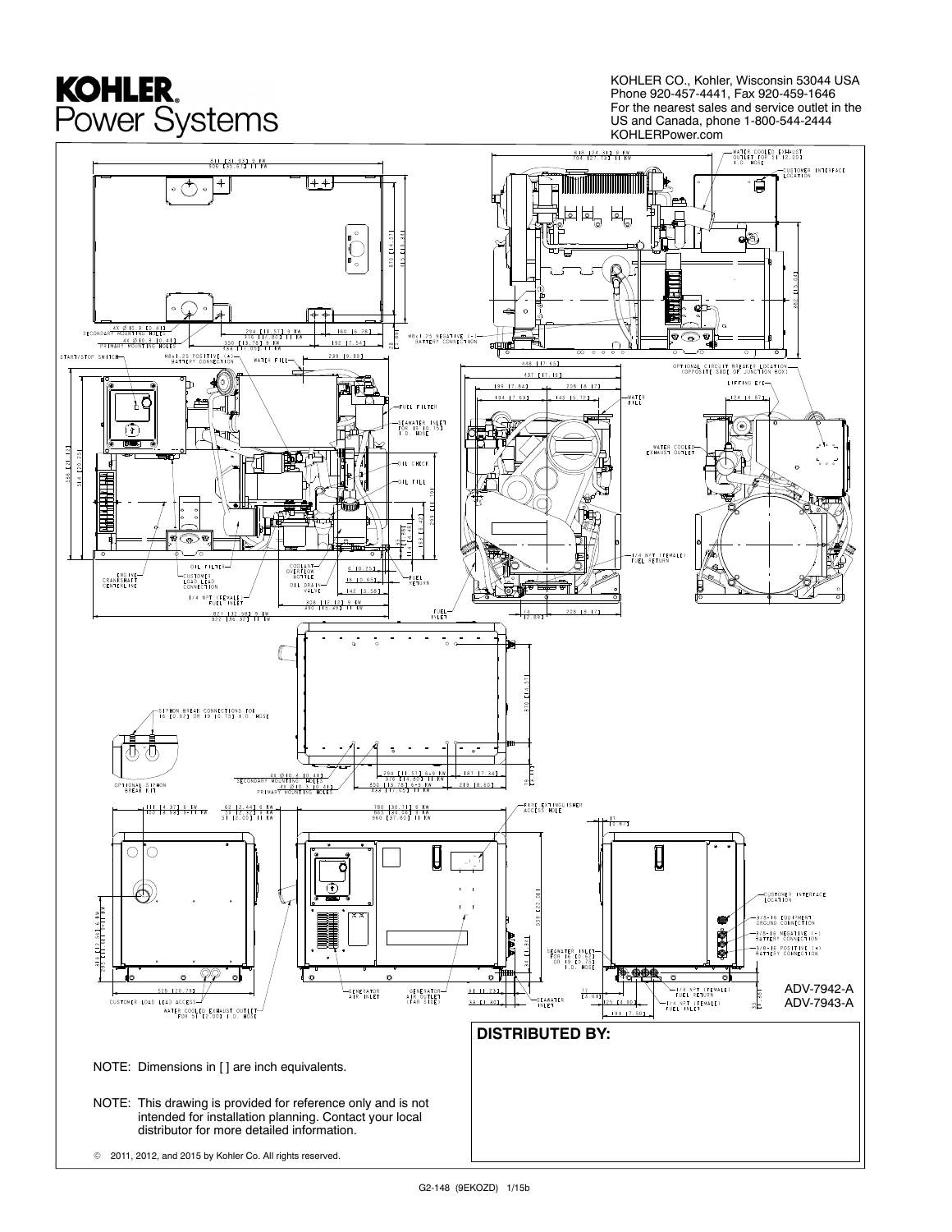**KOHLER** Power Systems

KOHLER CO., Kohler, Wisconsin 53044 USA
Phone 920-457-4441, Fax 920-459-1646
For the nearest sales and service outlet in the US and Canada, phone 1-800-544-2444
KOHLERPower.com

ADV-7942-A
ADV-7943-A

**DISTRIBUTED BY:**

NOTE: Dimensions in [ ] are inch equivalents.

NOTE: This drawing is provided for reference only and is not intended for installation planning. Contact your local distributor for more detailed information.

© 2011, 2012, and 2015 by Kohler Co. All rights reserved.

G2-148 (9EKOZD) 1/15b